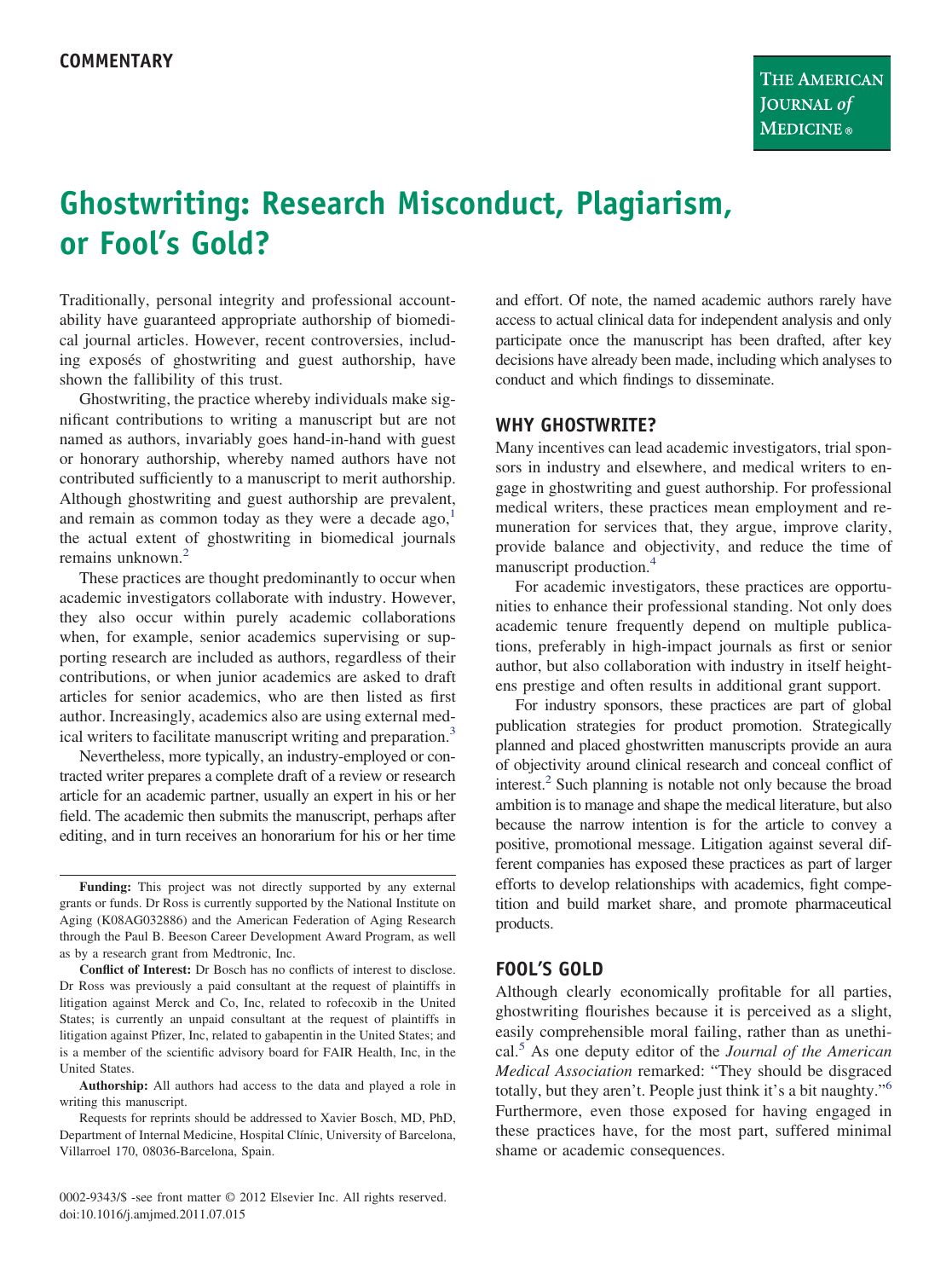COMMENTARY

# Ghostwriting: Research Misconduct, Plagiarism, or Fool's Gold?

Traditionally, personal integrity and professional accountability have guaranteed appropriate authorship of biomedical journal articles. However, recent controversies, including exposés of ghostwriting and guest authorship, have shown the fallibility of this trust.

Ghostwriting, the practice whereby individuals make significant contributions to writing a manuscript but are not named as authors, invariably goes hand-in-hand with guest or honorary authorship, whereby named authors have not contributed sufficiently to a manuscript to merit authorship. Although ghostwriting and guest authorship are prevalent, and remain as common today as they were a decade ago,[1] the actual extent of ghostwriting in biomedical journals remains unknown.[2]

These practices are thought predominantly to occur when academic investigators collaborate with industry. However, they also occur within purely academic collaborations when, for example, senior academics supervising or supporting research are included as authors, regardless of their contributions, or when junior academics are asked to draft articles for senior academics, who are then listed as first author. Increasingly, academics also are using external medical writers to facilitate manuscript writing and preparation.[3]

Nevertheless, more typically, an industry-employed or contracted writer prepares a complete draft of a review or research article for an academic partner, usually an expert in his or her field. The academic then submits the manuscript, perhaps after editing, and in turn receives an honorarium for his or her time and effort. Of note, the named academic authors rarely have access to actual clinical data for independent analysis and only participate once the manuscript has been drafted, after key decisions have already been made, including which analyses to conduct and which findings to disseminate.

## WHY GHOSTWRITE?

Many incentives can lead academic investigators, trial sponsors in industry and elsewhere, and medical writers to engage in ghostwriting and guest authorship. For professional medical writers, these practices mean employment and remuneration for services that, they argue, improve clarity, provide balance and objectivity, and reduce the time of manuscript production.[4]

For academic investigators, these practices are opportunities to enhance their professional standing. Not only does academic tenure frequently depend on multiple publications, preferably in high-impact journals as first or senior author, but also collaboration with industry in itself heightens prestige and often results in additional grant support.

For industry sponsors, these practices are part of global publication strategies for product promotion. Strategically planned and placed ghostwritten manuscripts provide an aura of objectivity around clinical research and conceal conflict of interest.[2] Such planning is notable not only because the broad ambition is to manage and shape the medical literature, but also because the narrow intention is for the article to convey a positive, promotional message. Litigation against several different companies has exposed these practices as part of larger efforts to develop relationships with academics, fight competition and build market share, and promote pharmaceutical products.

## FOOL'S GOLD

Although clearly economically profitable for all parties, ghostwriting flourishes because it is perceived as a slight, easily comprehensible moral failing, rather than as unethical.[5] As one deputy editor of the *Journal of the American Medical Association* remarked: "They should be disgraced totally, but they aren't. People just think it's a bit naughty."[6] Furthermore, even those exposed for having engaged in these practices have, for the most part, suffered minimal shame or academic consequences.

**Funding:** This project was not directly supported by any external grants or funds. Dr Ross is currently supported by the National Institute on Aging (K08AG032886) and the American Federation of Aging Research through the Paul B. Beeson Career Development Award Program, as well as by a research grant from Medtronic, Inc.

**Conflict of Interest:** Dr Bosch has no conflicts of interest to disclose. Dr Ross was previously a paid consultant at the request of plaintiffs in litigation against Merck and Co, Inc, related to rofecoxib in the United States; is currently an unpaid consultant at the request of plaintiffs in litigation against Pfizer, Inc, related to gabapentin in the United States; and is a member of the scientific advisory board for FAIR Health, Inc, in the United States.

**Authorship:** All authors had access to the data and played a role in writing this manuscript.

Requests for reprints should be addressed to Xavier Bosch, MD, PhD, Department of Internal Medicine, Hospital Clínic, University of Barcelona, Villarroel 170, 08036-Barcelona, Spain.

0002-9343/$ -see front matter © 2012 Elsevier Inc. All rights reserved.
doi:10.1016/j.amjmed.2011.07.015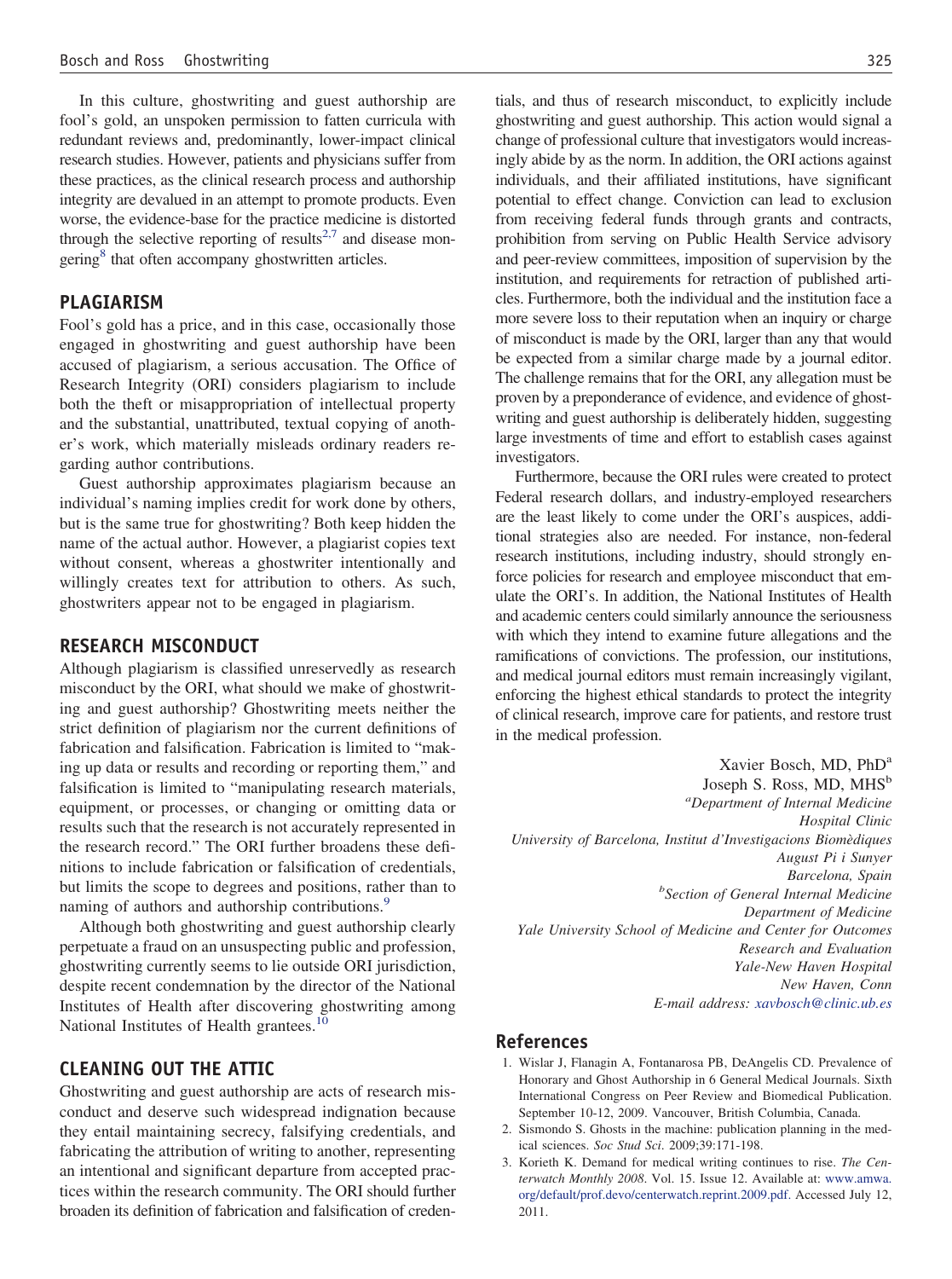In this culture, ghostwriting and guest authorship are fool's gold, an unspoken permission to fatten curricula with redundant reviews and, predominantly, lower-impact clinical research studies. However, patients and physicians suffer from these practices, as the clinical research process and authorship integrity are devalued in an attempt to promote products. Even worse, the evidence-base for the practice medicine is distorted through the selective reporting of results[2,7] and disease mongering[8] that often accompany ghostwritten articles.

## PLAGIARISM

Fool's gold has a price, and in this case, occasionally those engaged in ghostwriting and guest authorship have been accused of plagiarism, a serious accusation. The Office of Research Integrity (ORI) considers plagiarism to include both the theft or misappropriation of intellectual property and the substantial, unattributed, textual copying of another's work, which materially misleads ordinary readers regarding author contributions.

Guest authorship approximates plagiarism because an individual's naming implies credit for work done by others, but is the same true for ghostwriting? Both keep hidden the name of the actual author. However, a plagiarist copies text without consent, whereas a ghostwriter intentionally and willingly creates text for attribution to others. As such, ghostwriters appear not to be engaged in plagiarism.

## RESEARCH MISCONDUCT

Although plagiarism is classified unreservedly as research misconduct by the ORI, what should we make of ghostwriting and guest authorship? Ghostwriting meets neither the strict definition of plagiarism nor the current definitions of fabrication and falsification. Fabrication is limited to "making up data or results and recording or reporting them," and falsification is limited to "manipulating research materials, equipment, or processes, or changing or omitting data or results such that the research is not accurately represented in the research record." The ORI further broadens these definitions to include fabrication or falsification of credentials, but limits the scope to degrees and positions, rather than to naming of authors and authorship contributions.[9]

Although both ghostwriting and guest authorship clearly perpetuate a fraud on an unsuspecting public and profession, ghostwriting currently seems to lie outside ORI jurisdiction, despite recent condemnation by the director of the National Institutes of Health after discovering ghostwriting among National Institutes of Health grantees.[10]

## CLEANING OUT THE ATTIC

Ghostwriting and guest authorship are acts of research misconduct and deserve such widespread indignation because they entail maintaining secrecy, falsifying credentials, and fabricating the attribution of writing to another, representing an intentional and significant departure from accepted practices within the research community. The ORI should further broaden its definition of fabrication and falsification of credentials, and thus of research misconduct, to explicitly include ghostwriting and guest authorship. This action would signal a change of professional culture that investigators would increasingly abide by as the norm. In addition, the ORI actions against individuals, and their affiliated institutions, have significant potential to effect change. Conviction can lead to exclusion from receiving federal funds through grants and contracts, prohibition from serving on Public Health Service advisory and peer-review committees, imposition of supervision by the institution, and requirements for retraction of published articles. Furthermore, both the individual and the institution face a more severe loss to their reputation when an inquiry or charge of misconduct is made by the ORI, larger than any that would be expected from a similar charge made by a journal editor. The challenge remains that for the ORI, any allegation must be proven by a preponderance of evidence, and evidence of ghostwriting and guest authorship is deliberately hidden, suggesting large investments of time and effort to establish cases against investigators.

Furthermore, because the ORI rules were created to protect Federal research dollars, and industry-employed researchers are the least likely to come under the ORI's auspices, additional strategies also are needed. For instance, non-federal research institutions, including industry, should strongly enforce policies for research and employee misconduct that emulate the ORI's. In addition, the National Institutes of Health and academic centers could similarly announce the seriousness with which they intend to examine future allegations and the ramifications of convictions. The profession, our institutions, and medical journal editors must remain increasingly vigilant, enforcing the highest ethical standards to protect the integrity of clinical research, improve care for patients, and restore trust in the medical profession.

Xavier Bosch, MD, PhD[a]
Joseph S. Ross, MD, MHS[b]
[a]*Department of Internal Medicine*
*Hospital Clinic*
*University of Barcelona, Institut d'Investigacions Biomèdiques*
*August Pi i Sunyer*
*Barcelona, Spain*
[b]*Section of General Internal Medicine*
*Department of Medicine*
*Yale University School of Medicine and Center for Outcomes*
*Research and Evaluation*
*Yale-New Haven Hospital*
*New Haven, Conn*
*E-mail address:* xavbosch@clinic.ub.es

## References

1. Wislar J, Flanagin A, Fontanarosa PB, DeAngelis CD. Prevalence of Honorary and Ghost Authorship in 6 General Medical Journals. Sixth International Congress on Peer Review and Biomedical Publication. September 10-12, 2009. Vancouver, British Columbia, Canada.
2. Sismondo S. Ghosts in the machine: publication planning in the medical sciences. *Soc Stud Sci*. 2009;39:171-198.
3. Korieth K. Demand for medical writing continues to rise. *The Centerwatch Monthly 2008*. Vol. 15. Issue 12. Available at: www.amwa.org/default/prof.devo/centerwatch.reprint.2009.pdf. Accessed July 12, 2011.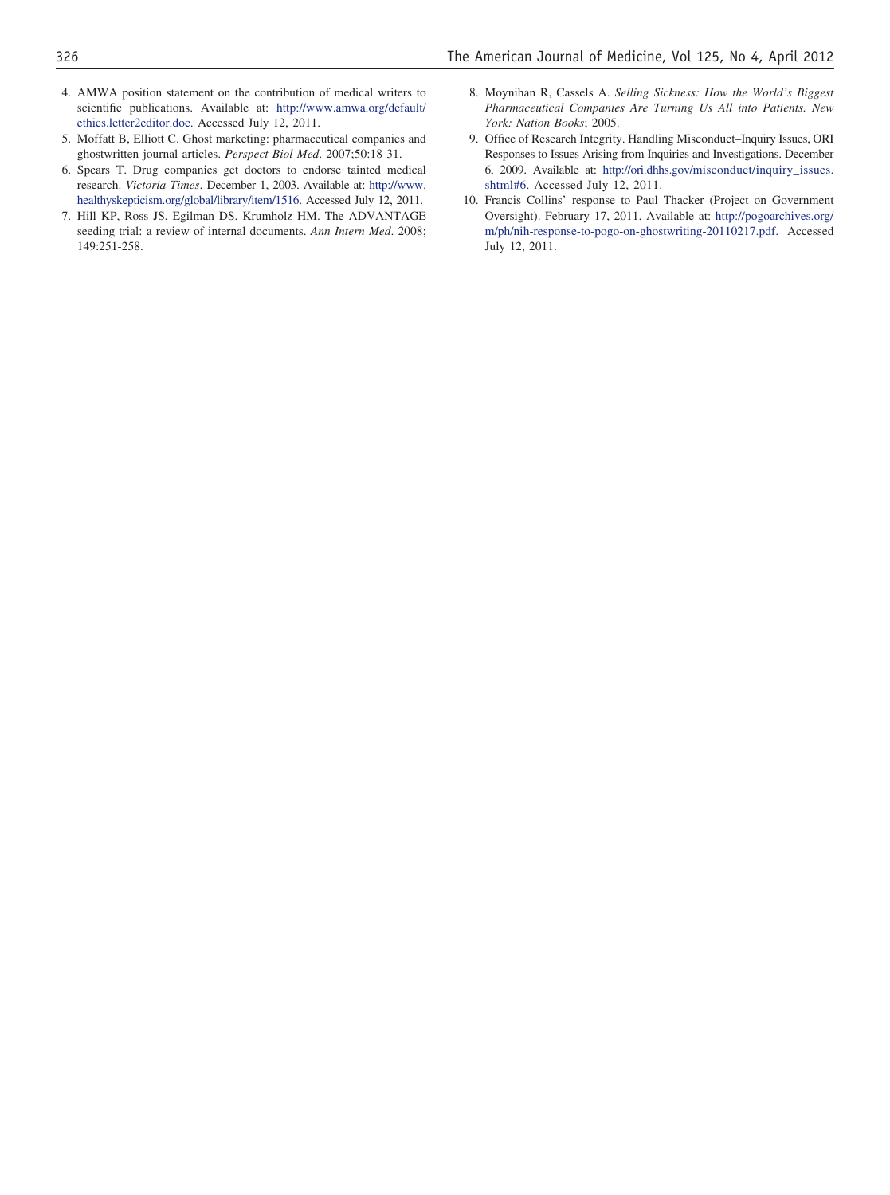4. AMWA position statement on the contribution of medical writers to scientific publications. Available at: http://www.amwa.org/default/ethics.letter2editor.doc. Accessed July 12, 2011.
5. Moffatt B, Elliott C. Ghost marketing: pharmaceutical companies and ghostwritten journal articles. *Perspect Biol Med*. 2007;50:18-31.
6. Spears T. Drug companies get doctors to endorse tainted medical research. *Victoria Times*. December 1, 2003. Available at: http://www.healthyskepticism.org/global/library/item/1516. Accessed July 12, 2011.
7. Hill KP, Ross JS, Egilman DS, Krumholz HM. The ADVANTAGE seeding trial: a review of internal documents. *Ann Intern Med*. 2008;149:251-258.
8. Moynihan R, Cassels A. *Selling Sickness: How the World's Biggest Pharmaceutical Companies Are Turning Us All into Patients. New York: Nation Books*; 2005.
9. Office of Research Integrity. Handling Misconduct–Inquiry Issues, ORI Responses to Issues Arising from Inquiries and Investigations. December 6, 2009. Available at: http://ori.dhhs.gov/misconduct/inquiry_issues.shtml#6. Accessed July 12, 2011.
10. Francis Collins' response to Paul Thacker (Project on Government Oversight). February 17, 2011. Available at: http://pogoarchives.org/m/ph/nih-response-to-pogo-on-ghostwriting-20110217.pdf. Accessed July 12, 2011.